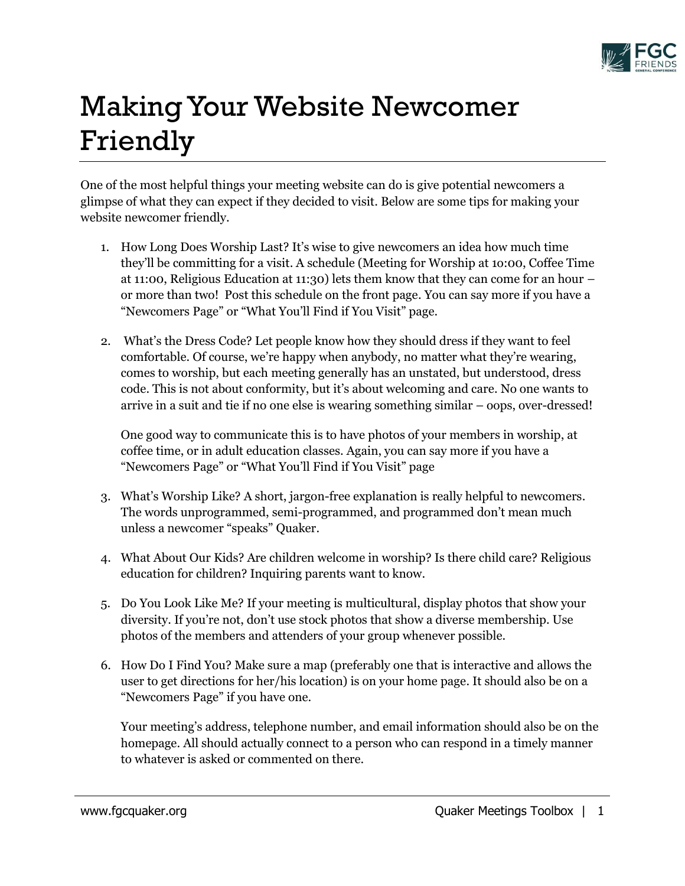# Making Your Website Newcomer Friendly

One of the most helpful things your meeting website can do is give potential newcomers a glimpse of what they can expect if they decided to visit. Below are some tips for making your website newcomer friendly.

1. How Long Does Worship Last? It's wise to give newcomers an idea how much time they'll be committing for a visit. A schedule (Meeting for Worship at 10:00, Coffee Time at 11:00, Religious Education at 11:30) lets them know that they can come for an hour – or more than two! Post this schedule on the front page. You can say more if you have a "Newcomers Page" or "What You'll Find if You Visit" page.

2. What's the Dress Code? Let people know how they should dress if they want to feel comfortable. Of course, we're happy when anybody, no matter what they're wearing, comes to worship, but each meeting generally has an unstated, but understood, dress code. This is not about conformity, but it's about welcoming and care. No one wants to arrive in a suit and tie if no one else is wearing something similar – oops, over-dressed!

   One good way to communicate this is to have photos of your members in worship, at coffee time, or in adult education classes. Again, you can say more if you have a "Newcomers Page" or "What You'll Find if You Visit" page

3. What's Worship Like? A short, jargon-free explanation is really helpful to newcomers. The words unprogrammed, semi-programmed, and programmed don't mean much unless a newcomer "speaks" Quaker.

4. What About Our Kids? Are children welcome in worship? Is there child care? Religious education for children? Inquiring parents want to know.

5. Do You Look Like Me? If your meeting is multicultural, display photos that show your diversity. If you're not, don't use stock photos that show a diverse membership. Use photos of the members and attenders of your group whenever possible.

6. How Do I Find You? Make sure a map (preferably one that is interactive and allows the user to get directions for her/his location) is on your home page. It should also be on a "Newcomers Page" if you have one.

   Your meeting's address, telephone number, and email information should also be on the homepage. All should actually connect to a person who can respond in a timely manner to whatever is asked or commented on there.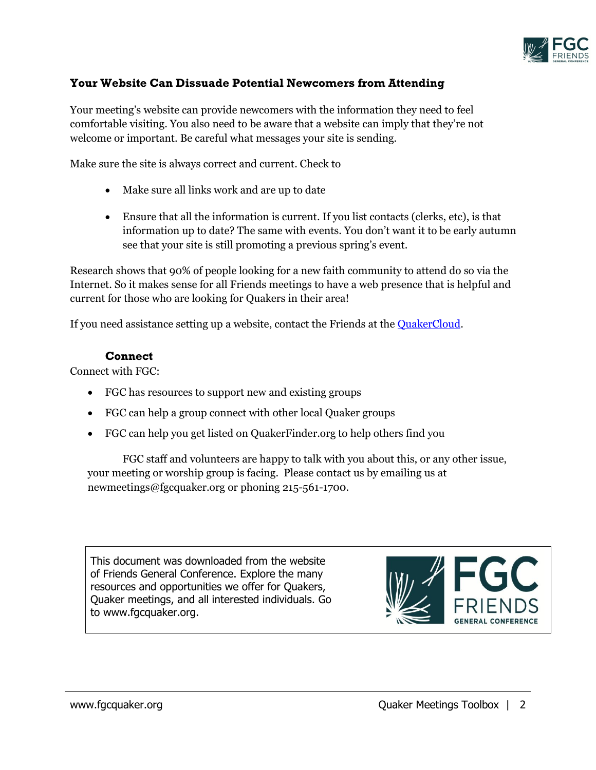## Your Website Can Dissuade Potential Newcomers from Attending

Your meeting's website can provide newcomers with the information they need to feel comfortable visiting. You also need to be aware that a website can imply that they're not welcome or important. Be careful what messages your site is sending.

Make sure the site is always correct and current. Check to

- Make sure all links work and are up to date
- Ensure that all the information is current. If you list contacts (clerks, etc), is that information up to date? The same with events. You don't want it to be early autumn see that your site is still promoting a previous spring's event.

Research shows that 90% of people looking for a new faith community to attend do so via the Internet. So it makes sense for all Friends meetings to have a web presence that is helpful and current for those who are looking for Quakers in their area!

If you need assistance setting up a website, contact the Friends at the QuakerCloud.

### Connect

Connect with FGC:

- FGC has resources to support new and existing groups
- FGC can help a group connect with other local Quaker groups
- FGC can help you get listed on QuakerFinder.org to help others find you

FGC staff and volunteers are happy to talk with you about this, or any other issue, your meeting or worship group is facing. Please contact us by emailing us at newmeetings@fgcquaker.org or phoning 215-561-1700.

This document was downloaded from the website of Friends General Conference. Explore the many resources and opportunities we offer for Quakers, Quaker meetings, and all interested individuals. Go to www.fgcquaker.org.